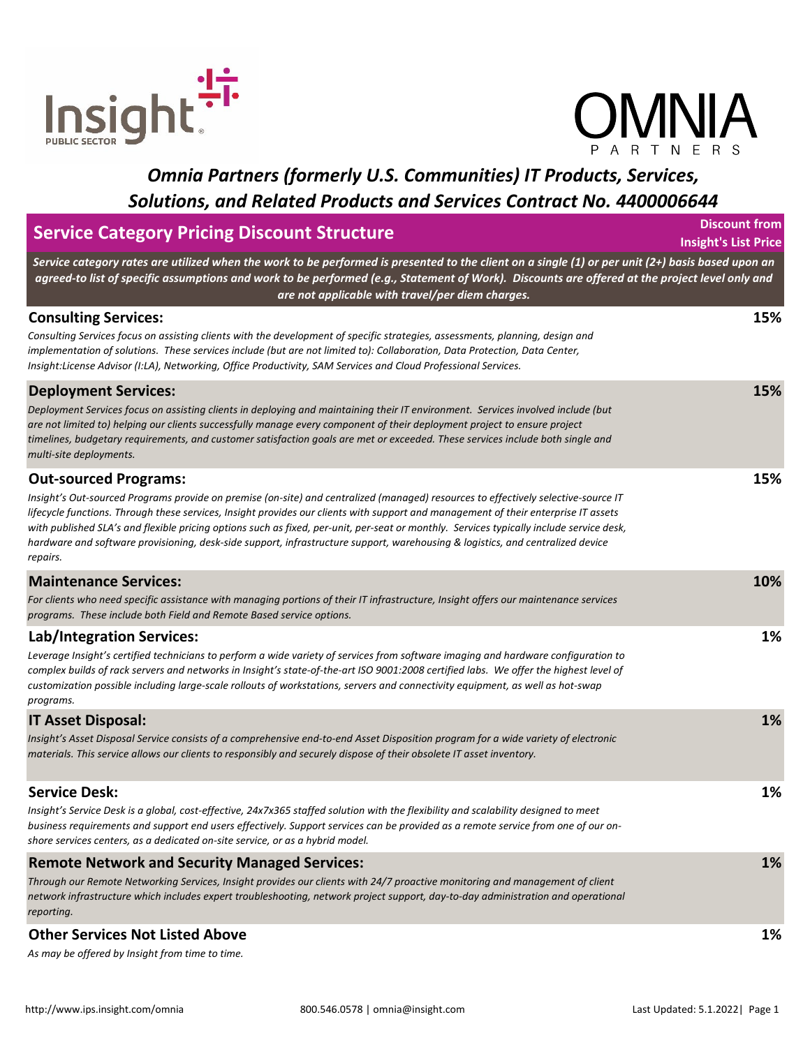# Omnia Partners (formerly U.S. Communities) IT Products, Services, Solutions, and Related Products and Services Contract No. 4400006644

## Service Category Pricing Discount Structure

**Discount from Insight's List Price**

***Service category rates are utilized when the work to be performed is presented to the client on a single (1) or per unit (2+) basis based upon an agreed-to list of specific assumptions and work to be performed (e.g., Statement of Work). Discounts are offered at the project level only and are not applicable with travel/per diem charges.***

| Service Category | Discount from Insight's List Price |
| --- | --- |
| **Consulting Services:**<br>*Consulting Services focus on assisting clients with the development of specific strategies, assessments, planning, design and implementation of solutions. These services include (but are not limited to): Collaboration, Data Protection, Data Center, Insight:License Advisor (I:LA), Networking, Office Productivity, SAM Services and Cloud Professional Services.* | **15%** |
| **Deployment Services:**<br>*Deployment Services focus on assisting clients in deploying and maintaining their IT environment. Services involved include (but are not limited to) helping our clients successfully manage every component of their deployment project to ensure project timelines, budgetary requirements, and customer satisfaction goals are met or exceeded. These services include both single and multi-site deployments.* | **15%** |
| **Out-sourced Programs:**<br>*Insight's Out-sourced Programs provide on premise (on-site) and centralized (managed) resources to effectively selective-source IT lifecycle functions. Through these services, Insight provides our clients with support and management of their enterprise IT assets with published SLA's and flexible pricing options such as fixed, per-unit, per-seat or monthly. Services typically include service desk, hardware and software provisioning, desk-side support, infrastructure support, warehousing & logistics, and centralized device repairs.* | **15%** |
| **Maintenance Services:**<br>*For clients who need specific assistance with managing portions of their IT infrastructure, Insight offers our maintenance services programs. These include both Field and Remote Based service options.* | **10%** |
| **Lab/Integration Services:**<br>*Leverage Insight's certified technicians to perform a wide variety of services from software imaging and hardware configuration to complex builds of rack servers and networks in Insight's state-of-the-art ISO 9001:2008 certified labs. We offer the highest level of customization possible including large-scale rollouts of workstations, servers and connectivity equipment, as well as hot-swap programs.* | **1%** |
| **IT Asset Disposal:**<br>*Insight's Asset Disposal Service consists of a comprehensive end-to-end Asset Disposition program for a wide variety of electronic materials. This service allows our clients to responsibly and securely dispose of their obsolete IT asset inventory.* | **1%** |
| **Service Desk:**<br>*Insight's Service Desk is a global, cost-effective, 24x7x365 staffed solution with the flexibility and scalability designed to meet business requirements and support end users effectively. Support services can be provided as a remote service from one of our on-shore services centers, as a dedicated on-site service, or as a hybrid model.* | **1%** |
| **Remote Network and Security Managed Services:**<br>*Through our Remote Networking Services, Insight provides our clients with 24/7 proactive monitoring and management of client network infrastructure which includes expert troubleshooting, network project support, day-to-day administration and operational reporting.* | **1%** |
| **Other Services Not Listed Above**<br>*As may be offered by Insight from time to time.* | **1%** |

http://www.ips.insight.com/omnia | 800.546.0578 | omnia@insight.com | Last Updated: 5.1.2022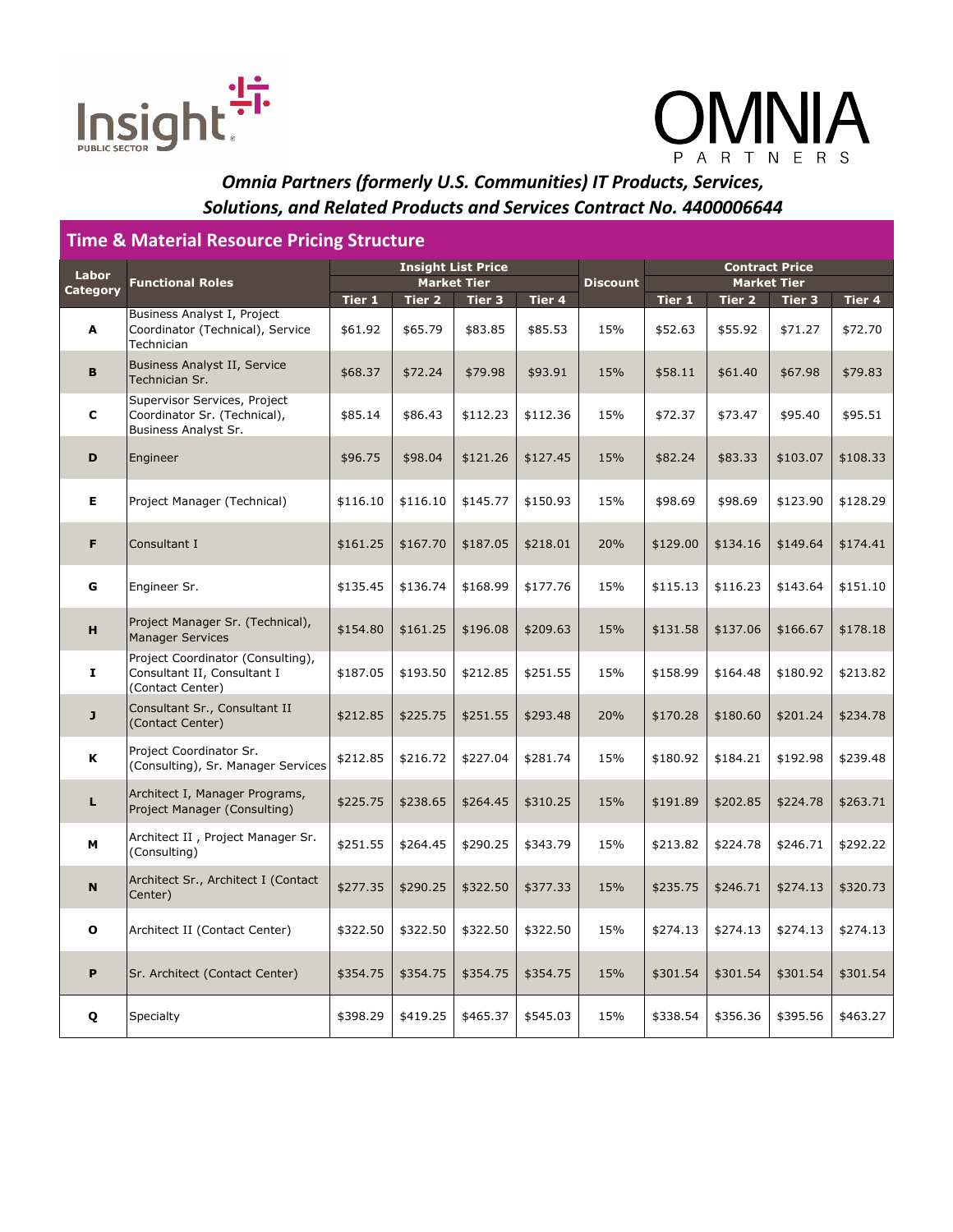*Omnia Partners (formerly U.S. Communities) IT Products, Services, Solutions, and Related Products and Services Contract No. 4400006644*

## Time & Material Resource Pricing Structure

| Labor Category | Functional Roles | Insight List Price Market Tier | | | | Discount | Contract Price Market Tier | | | |
|---|---|---|---|---|---|---|---|---|---|---|
| | | Tier 1 | Tier 2 | Tier 3 | Tier 4 | | Tier 1 | Tier 2 | Tier 3 | Tier 4 |
| A | Business Analyst I, Project Coordinator (Technical), Service Technician | $61.92 | $65.79 | $83.85 | $85.53 | 15% | $52.63 | $55.92 | $71.27 | $72.70 |
| B | Business Analyst II, Service Technician Sr. | $68.37 | $72.24 | $79.98 | $93.91 | 15% | $58.11 | $61.40 | $67.98 | $79.83 |
| C | Supervisor Services, Project Coordinator Sr. (Technical), Business Analyst Sr. | $85.14 | $86.43 | $112.23 | $112.36 | 15% | $72.37 | $73.47 | $95.40 | $95.51 |
| D | Engineer | $96.75 | $98.04 | $121.26 | $127.45 | 15% | $82.24 | $83.33 | $103.07 | $108.33 |
| E | Project Manager (Technical) | $116.10 | $116.10 | $145.77 | $150.93 | 15% | $98.69 | $98.69 | $123.90 | $128.29 |
| F | Consultant I | $161.25 | $167.70 | $187.05 | $218.01 | 20% | $129.00 | $134.16 | $149.64 | $174.41 |
| G | Engineer Sr. | $135.45 | $136.74 | $168.99 | $177.76 | 15% | $115.13 | $116.23 | $143.64 | $151.10 |
| H | Project Manager Sr. (Technical), Manager Services | $154.80 | $161.25 | $196.08 | $209.63 | 15% | $131.58 | $137.06 | $166.67 | $178.18 |
| I | Project Coordinator (Consulting), Consultant II, Consultant I (Contact Center) | $187.05 | $193.50 | $212.85 | $251.55 | 15% | $158.99 | $164.48 | $180.92 | $213.82 |
| J | Consultant Sr., Consultant II (Contact Center) | $212.85 | $225.75 | $251.55 | $293.48 | 20% | $170.28 | $180.60 | $201.24 | $234.78 |
| K | Project Coordinator Sr. (Consulting), Sr. Manager Services | $212.85 | $216.72 | $227.04 | $281.74 | 15% | $180.92 | $184.21 | $192.98 | $239.48 |
| L | Architect I, Manager Programs, Project Manager (Consulting) | $225.75 | $238.65 | $264.45 | $310.25 | 15% | $191.89 | $202.85 | $224.78 | $263.71 |
| M | Architect II , Project Manager Sr. (Consulting) | $251.55 | $264.45 | $290.25 | $343.79 | 15% | $213.82 | $224.78 | $246.71 | $292.22 |
| N | Architect Sr., Architect I (Contact Center) | $277.35 | $290.25 | $322.50 | $377.33 | 15% | $235.75 | $246.71 | $274.13 | $320.73 |
| O | Architect II (Contact Center) | $322.50 | $322.50 | $322.50 | $322.50 | 15% | $274.13 | $274.13 | $274.13 | $274.13 |
| P | Sr. Architect (Contact Center) | $354.75 | $354.75 | $354.75 | $354.75 | 15% | $301.54 | $301.54 | $301.54 | $301.54 |
| Q | Specialty | $398.29 | $419.25 | $465.37 | $545.03 | 15% | $338.54 | $356.36 | $395.56 | $463.27 |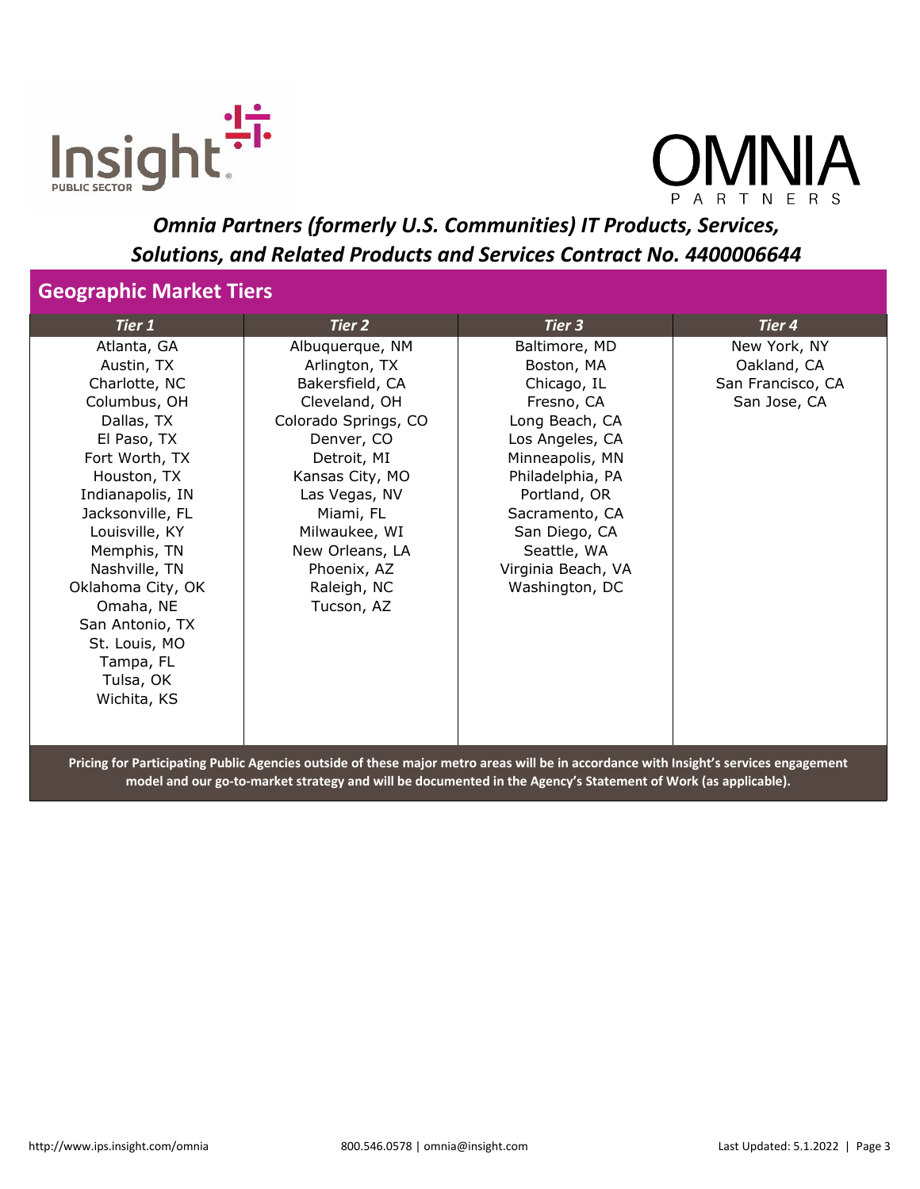*Omnia Partners (formerly U.S. Communities) IT Products, Services, Solutions, and Related Products and Services Contract No. 4400006644*

## Geographic Market Tiers

| *Tier 1* | *Tier 2* | *Tier 3* | *Tier 4* |
|---|---|---|---|
| Atlanta, GA | Albuquerque, NM | Baltimore, MD | New York, NY |
| Austin, TX | Arlington, TX | Boston, MA | Oakland, CA |
| Charlotte, NC | Bakersfield, CA | Chicago, IL | San Francisco, CA |
| Columbus, OH | Cleveland, OH | Fresno, CA | San Jose, CA |
| Dallas, TX | Colorado Springs, CO | Long Beach, CA | |
| El Paso, TX | Denver, CO | Los Angeles, CA | |
| Fort Worth, TX | Detroit, MI | Minneapolis, MN | |
| Houston, TX | Kansas City, MO | Philadelphia, PA | |
| Indianapolis, IN | Las Vegas, NV | Portland, OR | |
| Jacksonville, FL | Miami, FL | Sacramento, CA | |
| Louisville, KY | Milwaukee, WI | San Diego, CA | |
| Memphis, TN | New Orleans, LA | Seattle, WA | |
| Nashville, TN | Phoenix, AZ | Virginia Beach, VA | |
| Oklahoma City, OK | Raleigh, NC | Washington, DC | |
| Omaha, NE | Tucson, AZ | | |
| San Antonio, TX | | | |
| St. Louis, MO | | | |
| Tampa, FL | | | |
| Tulsa, OK | | | |
| Wichita, KS | | | |

**Pricing for Participating Public Agencies outside of these major metro areas will be in accordance with Insight's services engagement model and our go-to-market strategy and will be documented in the Agency's Statement of Work (as applicable).**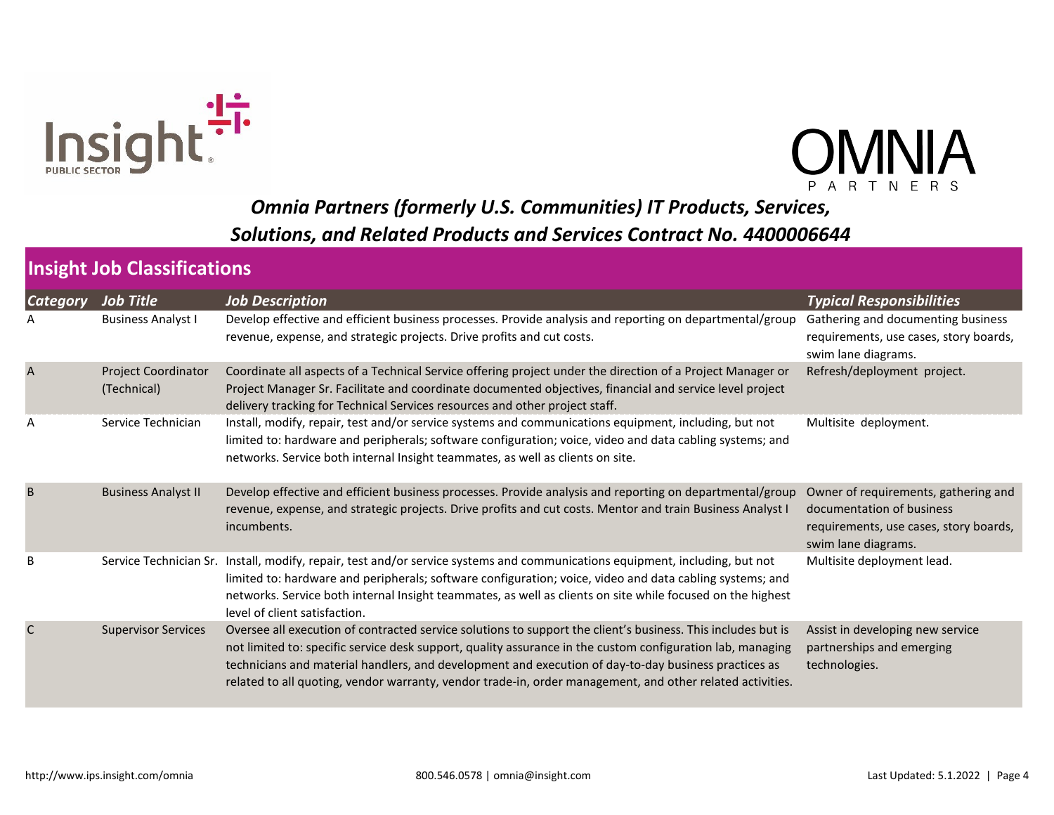## Omnia Partners (formerly U.S. Communities) IT Products, Services, Solutions, and Related Products and Services Contract No. 4400006644

### Insight Job Classifications

| *Category* | *Job Title* | *Job Description* | *Typical Responsibilities* |
|---|---|---|---|
| A | Business Analyst I | Develop effective and efficient business processes. Provide analysis and reporting on departmental/group revenue, expense, and strategic projects. Drive profits and cut costs. | Gathering and documenting business requirements, use cases, story boards, swim lane diagrams. |
| A | Project Coordinator (Technical) | Coordinate all aspects of a Technical Service offering project under the direction of a Project Manager or Project Manager Sr. Facilitate and coordinate documented objectives, financial and service level project delivery tracking for Technical Services resources and other project staff. | Refresh/deployment project. |
| A | Service Technician | Install, modify, repair, test and/or service systems and communications equipment, including, but not limited to: hardware and peripherals; software configuration; voice, video and data cabling systems; and networks. Service both internal Insight teammates, as well as clients on site. | Multisite deployment. |
| B | Business Analyst II | Develop effective and efficient business processes. Provide analysis and reporting on departmental/group revenue, expense, and strategic projects. Drive profits and cut costs. Mentor and train Business Analyst I incumbents. | Owner of requirements, gathering and documentation of business requirements, use cases, story boards, swim lane diagrams. |
| B | Service Technician Sr. | Install, modify, repair, test and/or service systems and communications equipment, including, but not limited to: hardware and peripherals; software configuration; voice, video and data cabling systems; and networks. Service both internal Insight teammates, as well as clients on site while focused on the highest level of client satisfaction. | Multisite deployment lead. |
| C | Supervisor Services | Oversee all execution of contracted service solutions to support the client's business. This includes but is not limited to: specific service desk support, quality assurance in the custom configuration lab, managing technicians and material handlers, and development and execution of day-to-day business practices as related to all quoting, vendor warranty, vendor trade-in, order management, and other related activities. | Assist in developing new service partnerships and emerging technologies. |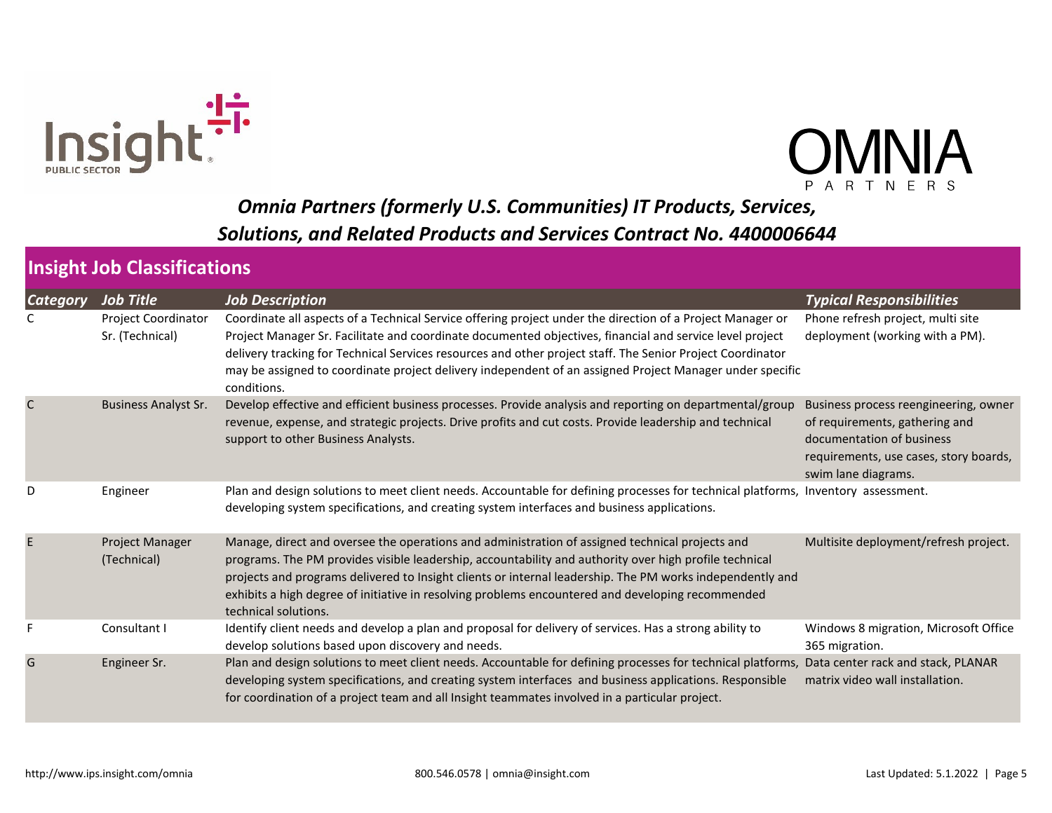*Omnia Partners (formerly U.S. Communities) IT Products, Services, Solutions, and Related Products and Services Contract No. 4400006644*

## Insight Job Classifications

| *Category* | *Job Title* | *Job Description* | *Typical Responsibilities* |
|---|---|---|---|
| C | Project Coordinator Sr. (Technical) | Coordinate all aspects of a Technical Service offering project under the direction of a Project Manager or Project Manager Sr. Facilitate and coordinate documented objectives, financial and service level project delivery tracking for Technical Services resources and other project staff. The Senior Project Coordinator may be assigned to coordinate project delivery independent of an assigned Project Manager under specific conditions. | Phone refresh project, multi site deployment (working with a PM). |
| C | Business Analyst Sr. | Develop effective and efficient business processes. Provide analysis and reporting on departmental/group revenue, expense, and strategic projects. Drive profits and cut costs. Provide leadership and technical support to other Business Analysts. | Business process reengineering, owner of requirements, gathering and documentation of business requirements, use cases, story boards, swim lane diagrams. |
| D | Engineer | Plan and design solutions to meet client needs. Accountable for defining processes for technical platforms, developing system specifications, and creating system interfaces and business applications. | Inventory assessment. |
| E | Project Manager (Technical) | Manage, direct and oversee the operations and administration of assigned technical projects and programs. The PM provides visible leadership, accountability and authority over high profile technical projects and programs delivered to Insight clients or internal leadership. The PM works independently and exhibits a high degree of initiative in resolving problems encountered and developing recommended technical solutions. | Multisite deployment/refresh project. |
| F | Consultant I | Identify client needs and develop a plan and proposal for delivery of services. Has a strong ability to develop solutions based upon discovery and needs. | Windows 8 migration, Microsoft Office 365 migration. |
| G | Engineer Sr. | Plan and design solutions to meet client needs. Accountable for defining processes for technical platforms, developing system specifications, and creating system interfaces and business applications. Responsible for coordination of a project team and all Insight teammates involved in a particular project. | Data center rack and stack, PLANAR matrix video wall installation. |

http://www.ips.insight.com/omnia 800.546.0578 | omnia@insight.com Last Updated: 5.1.2022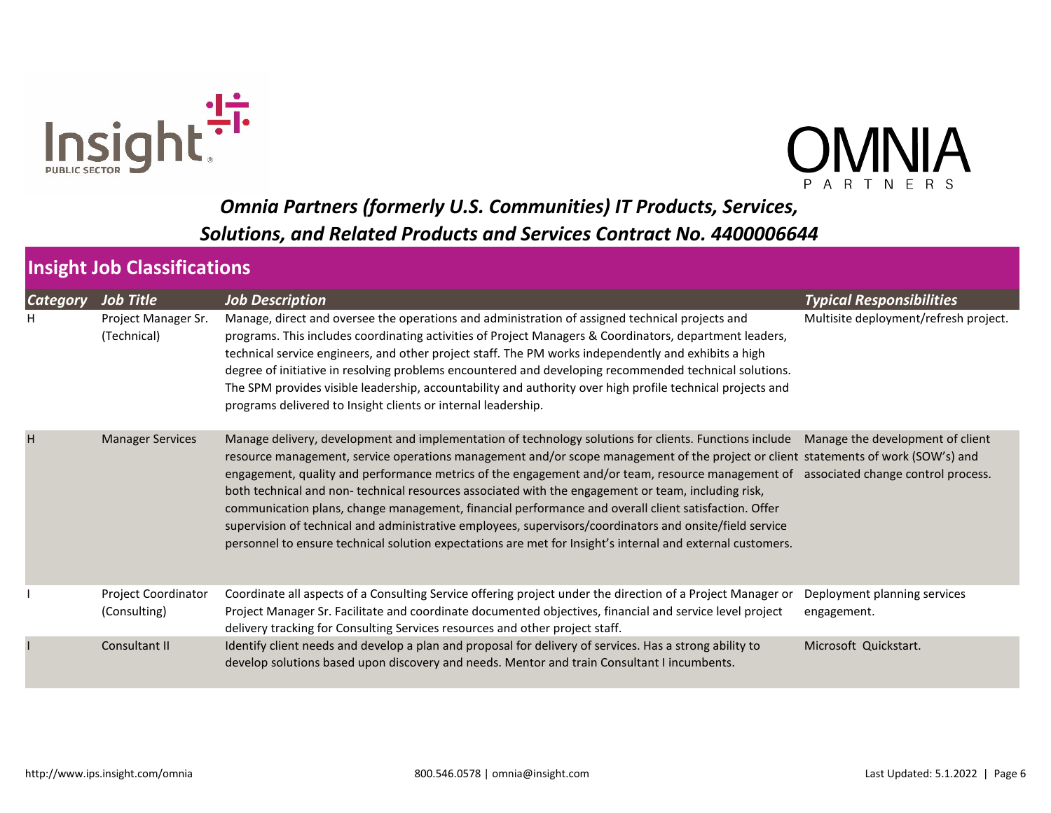*Omnia Partners (formerly U.S. Communities) IT Products, Services, Solutions, and Related Products and Services Contract No. 4400006644*

## Insight Job Classifications

| *Category* | *Job Title* | *Job Description* | *Typical Responsibilities* |
|---|---|---|---|
| H | Project Manager Sr. (Technical) | Manage, direct and oversee the operations and administration of assigned technical projects and programs. This includes coordinating activities of Project Managers & Coordinators, department leaders, technical service engineers, and other project staff. The PM works independently and exhibits a high degree of initiative in resolving problems encountered and developing recommended technical solutions. The SPM provides visible leadership, accountability and authority over high profile technical projects and programs delivered to Insight clients or internal leadership. | Multisite deployment/refresh project. |
| H | Manager Services | Manage delivery, development and implementation of technology solutions for clients. Functions include resource management, service operations management and/or scope management of the project or client engagement, quality and performance metrics of the engagement and/or team, resource management of both technical and non- technical resources associated with the engagement or team, including risk, communication plans, change management, financial performance and overall client satisfaction. Offer supervision of technical and administrative employees, supervisors/coordinators and onsite/field service personnel to ensure technical solution expectations are met for Insight's internal and external customers. | Manage the development of client statements of work (SOW's) and associated change control process. |
| I | Project Coordinator (Consulting) | Coordinate all aspects of a Consulting Service offering project under the direction of a Project Manager or Project Manager Sr. Facilitate and coordinate documented objectives, financial and service level project delivery tracking for Consulting Services resources and other project staff. | Deployment planning services engagement. |
| I | Consultant II | Identify client needs and develop a plan and proposal for delivery of services. Has a strong ability to develop solutions based upon discovery and needs. Mentor and train Consultant I incumbents. | Microsoft Quickstart. |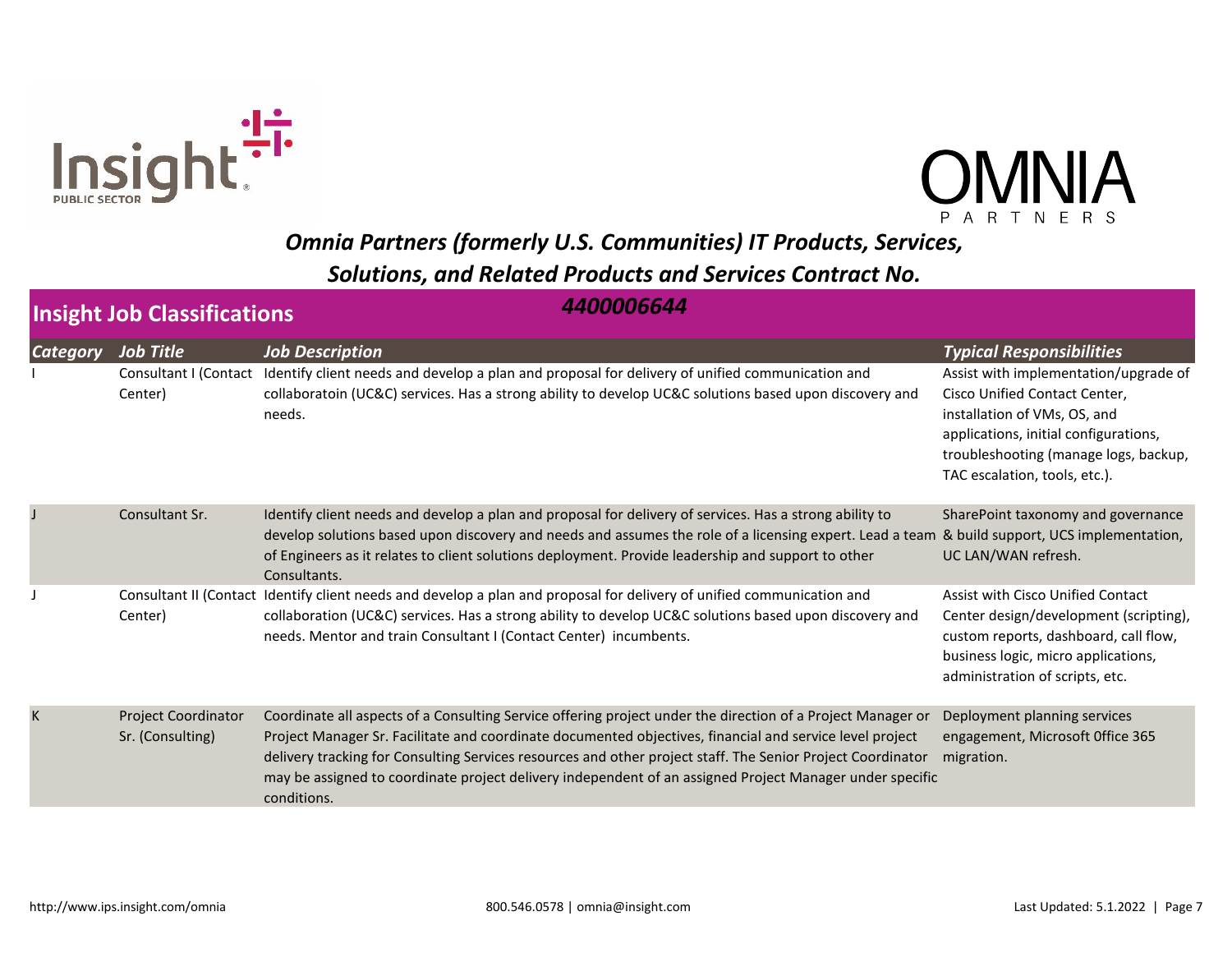## Omnia Partners (formerly U.S. Communities) IT Products, Services, Solutions, and Related Products and Services Contract No. 4400006644

## Insight Job Classifications

| *Category* | *Job Title* | *Job Description* | *Typical Responsibilities* |
|---|---|---|---|
| I | Consultant I (Contact Center) | Identify client needs and develop a plan and proposal for delivery of unified communication and collaboratoin (UC&C) services. Has a strong ability to develop UC&C solutions based upon discovery and needs. | Assist with implementation/upgrade of Cisco Unified Contact Center, installation of VMs, OS, and applications, initial configurations, troubleshooting (manage logs, backup, TAC escalation, tools, etc.). |
| J | Consultant Sr. | Identify client needs and develop a plan and proposal for delivery of services. Has a strong ability to develop solutions based upon discovery and needs and assumes the role of a licensing expert. Lead a team of Engineers as it relates to client solutions deployment. Provide leadership and support to other Consultants. | SharePoint taxonomy and governance & build support, UCS implementation, UC LAN/WAN refresh. |
| J | Consultant II (Contact Center) | Identify client needs and develop a plan and proposal for delivery of unified communication and collaboration (UC&C) services. Has a strong ability to develop UC&C solutions based upon discovery and needs. Mentor and train Consultant I (Contact Center) incumbents. | Assist with Cisco Unified Contact Center design/development (scripting), custom reports, dashboard, call flow, business logic, micro applications, administration of scripts, etc. |
| K | Project Coordinator Sr. (Consulting) | Coordinate all aspects of a Consulting Service offering project under the direction of a Project Manager or Project Manager Sr. Facilitate and coordinate documented objectives, financial and service level project delivery tracking for Consulting Services resources and other project staff. The Senior Project Coordinator may be assigned to coordinate project delivery independent of an assigned Project Manager under specific conditions. | Deployment planning services engagement, Microsoft 0ffice 365 migration. |

http://www.ips.insight.com/omnia | 800.546.0578 | omnia@insight.com | Last Updated: 5.1.2022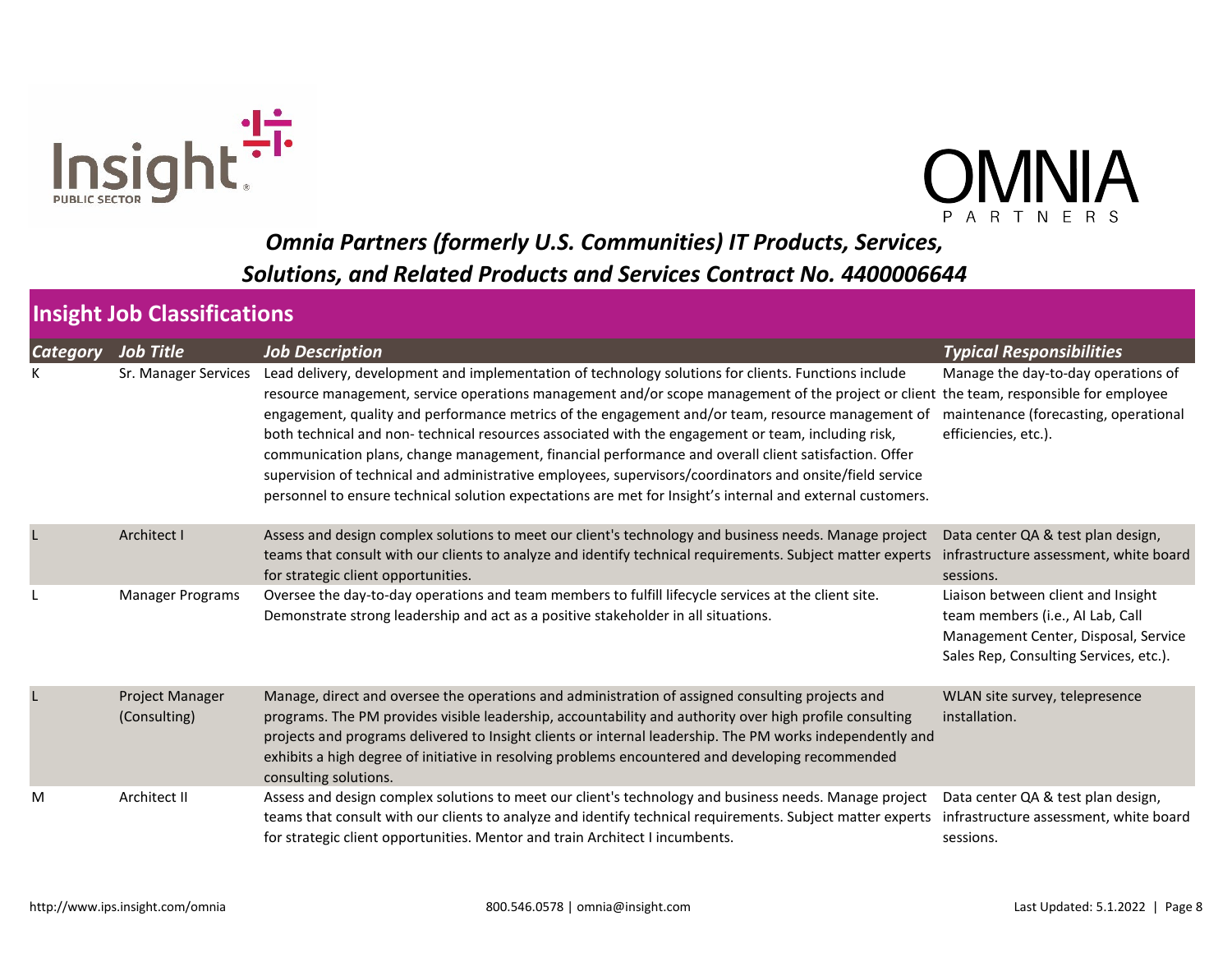*Omnia Partners (formerly U.S. Communities) IT Products, Services, Solutions, and Related Products and Services Contract No. 4400006644*

## Insight Job Classifications

| *Category* | *Job Title* | *Job Description* | *Typical Responsibilities* |
|---|---|---|---|
| K | Sr. Manager Services | Lead delivery, development and implementation of technology solutions for clients. Functions include resource management, service operations management and/or scope management of the project or client engagement, quality and performance metrics of the engagement and/or team, resource management of both technical and non- technical resources associated with the engagement or team, including risk, communication plans, change management, financial performance and overall client satisfaction. Offer supervision of technical and administrative employees, supervisors/coordinators and onsite/field service personnel to ensure technical solution expectations are met for Insight's internal and external customers. | Manage the day-to-day operations of the team, responsible for employee maintenance (forecasting, operational efficiencies, etc.). |
| L | Architect I | Assess and design complex solutions to meet our client's technology and business needs. Manage project teams that consult with our clients to analyze and identify technical requirements. Subject matter experts for strategic client opportunities. | Data center QA & test plan design, infrastructure assessment, white board sessions. |
| L | Manager Programs | Oversee the day-to-day operations and team members to fulfill lifecycle services at the client site. Demonstrate strong leadership and act as a positive stakeholder in all situations. | Liaison between client and Insight team members (i.e., AI Lab, Call Management Center, Disposal, Service Sales Rep, Consulting Services, etc.). |
| L | Project Manager (Consulting) | Manage, direct and oversee the operations and administration of assigned consulting projects and programs. The PM provides visible leadership, accountability and authority over high profile consulting projects and programs delivered to Insight clients or internal leadership. The PM works independently and exhibits a high degree of initiative in resolving problems encountered and developing recommended consulting solutions. | WLAN site survey, telepresence installation. |
| M | Architect II | Assess and design complex solutions to meet our client's technology and business needs. Manage project teams that consult with our clients to analyze and identify technical requirements. Subject matter experts for strategic client opportunities. Mentor and train Architect I incumbents. | Data center QA & test plan design, infrastructure assessment, white board sessions. |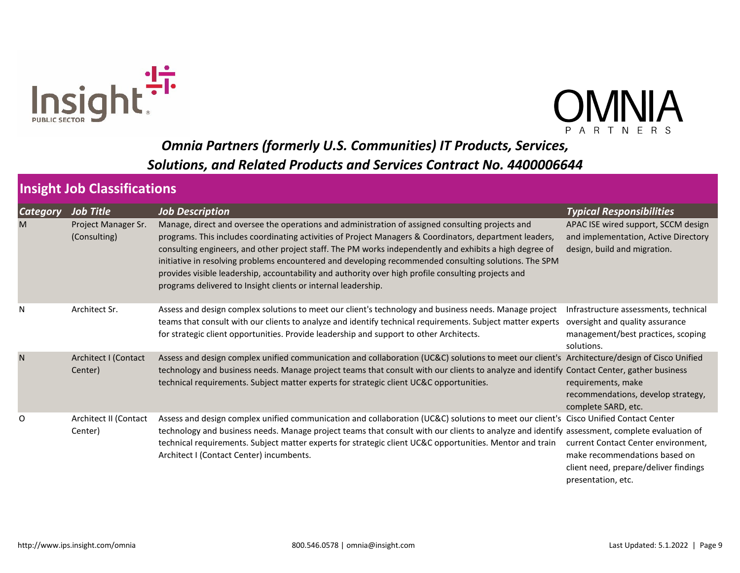*Omnia Partners (formerly U.S. Communities) IT Products, Services, Solutions, and Related Products and Services Contract No. 4400006644*

## Insight Job Classifications

| *Category* | *Job Title* | *Job Description* | *Typical Responsibilities* |
|---|---|---|---|
| M | Project Manager Sr. (Consulting) | Manage, direct and oversee the operations and administration of assigned consulting projects and programs. This includes coordinating activities of Project Managers & Coordinators, department leaders, consulting engineers, and other project staff. The PM works independently and exhibits a high degree of initiative in resolving problems encountered and developing recommended consulting solutions. The SPM provides visible leadership, accountability and authority over high profile consulting projects and programs delivered to Insight clients or internal leadership. | APAC ISE wired support, SCCM design and implementation, Active Directory design, build and migration. |
| N | Architect Sr. | Assess and design complex solutions to meet our client's technology and business needs. Manage project teams that consult with our clients to analyze and identify technical requirements. Subject matter experts for strategic client opportunities. Provide leadership and support to other Architects. | Infrastructure assessments, technical oversight and quality assurance management/best practices, scoping solutions. |
| N | Architect I (Contact Center) | Assess and design complex unified communication and collaboration (UC&C) solutions to meet our client's technology and business needs. Manage project teams that consult with our clients to analyze and identify technical requirements. Subject matter experts for strategic client UC&C opportunities. | Architecture/design of Cisco Unified Contact Center, gather business requirements, make recommendations, develop strategy, complete SARD, etc. |
| O | Architect II (Contact Center) | Assess and design complex unified communication and collaboration (UC&C) solutions to meet our client's technology and business needs. Manage project teams that consult with our clients to analyze and identify technical requirements. Subject matter experts for strategic client UC&C opportunities. Mentor and train Architect I (Contact Center) incumbents. | Cisco Unified Contact Center assessment, complete evaluation of current Contact Center environment, make recommendations based on client need, prepare/deliver findings presentation, etc. |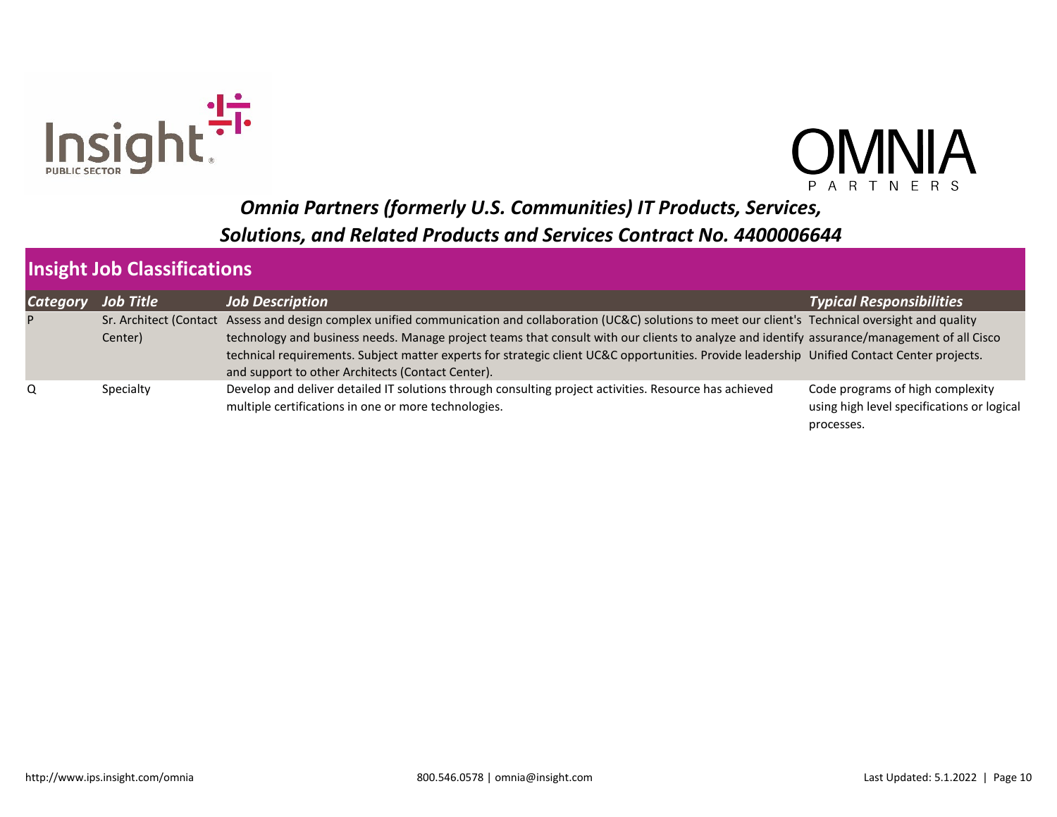*Omnia Partners (formerly U.S. Communities) IT Products, Services, Solutions, and Related Products and Services Contract No. 4400006644*

## Insight Job Classifications

| *Category* | *Job Title* | *Job Description* | *Typical Responsibilities* |
|---|---|---|---|
| P | Sr. Architect (Contact Center) | Assess and design complex unified communication and collaboration (UC&C) solutions to meet our client's technology and business needs. Manage project teams that consult with our clients to analyze and identify technical requirements. Subject matter experts for strategic client UC&C opportunities. Provide leadership and support to other Architects (Contact Center). | Technical oversight and quality assurance/management of all Cisco Unified Contact Center projects. |
| Q | Specialty | Develop and deliver detailed IT solutions through consulting project activities. Resource has achieved multiple certifications in one or more technologies. | Code programs of high complexity using high level specifications or logical processes. |

http://www.ips.insight.com/omnia 800.546.0578 | omnia@insight.com Last Updated: 5.1.2022